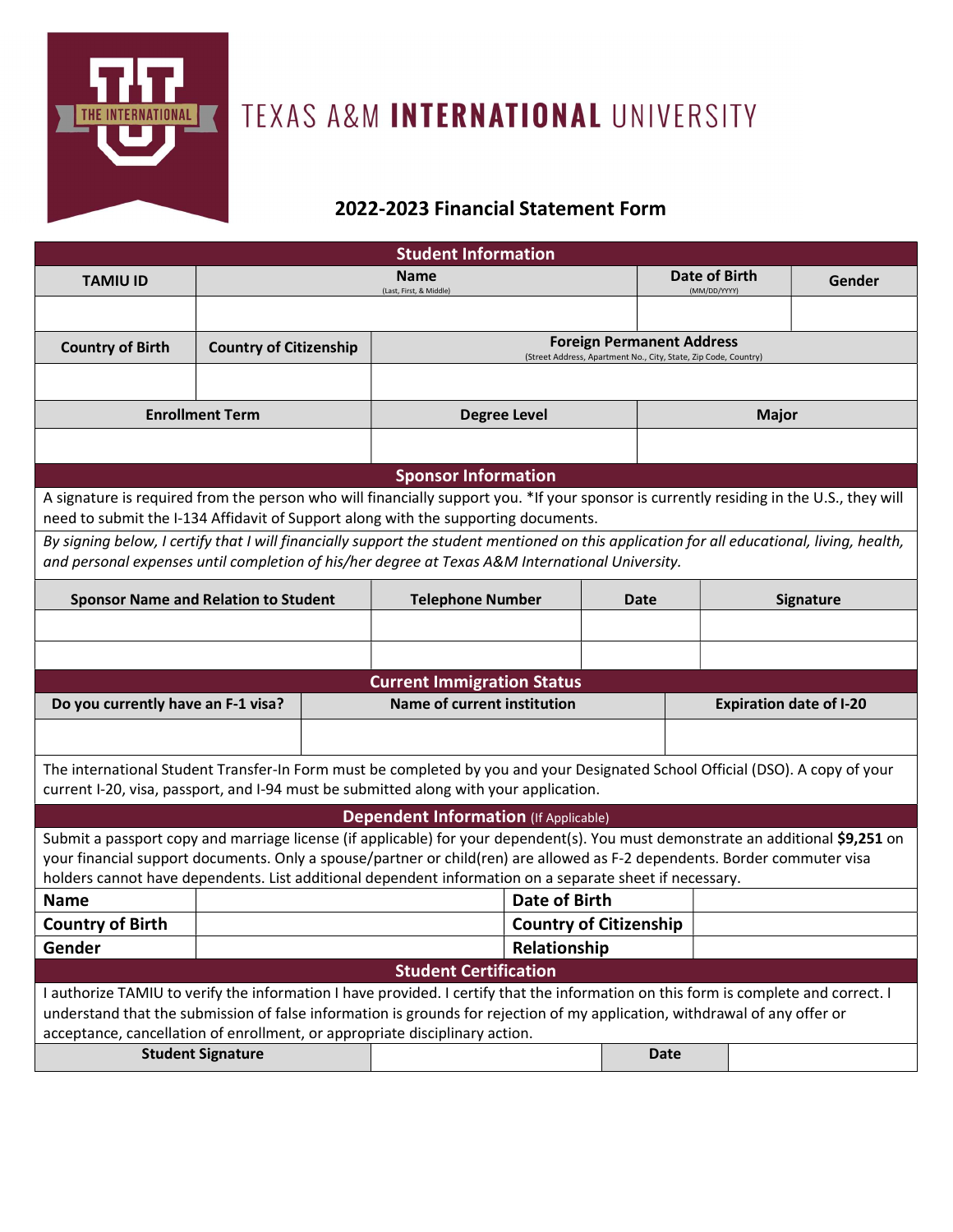# TEXAS A&M INTERNATIONAL UNIVERSITY

## 2022-2023 Financial Statement Form

### Student Information

| TAMIU ID | Name (Last, First, & Middle) | Date of Birth (MM/DD/YYYY) | Gender |
|---|---|---|---|
| | | | |

| Country of Birth | Country of Citizenship | Foreign Permanent Address (Street Address, Apartment No., City, State, Zip Code, Country) |
|---|---|---|
| | | |

| Enrollment Term | Degree Level | Major |
|---|---|---|
| | | |

### Sponsor Information

A signature is required from the person who will financially support you. *If your sponsor is currently residing in the U.S., they will need to submit the I-134 Affidavit of Support along with the supporting documents.

*By signing below, I certify that I will financially support the student mentioned on this application for all educational, living, health, and personal expenses until completion of his/her degree at Texas A&M International University.*

| Sponsor Name and Relation to Student | Telephone Number | Date | Signature |
|---|---|---|---|
| | | | |
| | | | |

### Current Immigration Status

| Do you currently have an F-1 visa? | Name of current institution | Expiration date of I-20 |
|---|---|---|
| | | |

The international Student Transfer-In Form must be completed by you and your Designated School Official (DSO). A copy of your current I-20, visa, passport, and I-94 must be submitted along with your application.

### Dependent Information (If Applicable)

Submit a passport copy and marriage license (if applicable) for your dependent(s). You must demonstrate an additional **$9,251** on your financial support documents. Only a spouse/partner or child(ren) are allowed as F-2 dependents. Border commuter visa holders cannot have dependents. List additional dependent information on a separate sheet if necessary.

| | | | |
|---|---|---|---|
| **Name** | | **Date of Birth** | |
| **Country of Birth** | | **Country of Citizenship** | |
| **Gender** | | **Relationship** | |

### Student Certification

I authorize TAMIU to verify the information I have provided. I certify that the information on this form is complete and correct. I understand that the submission of false information is grounds for rejection of my application, withdrawal of any offer or acceptance, cancellation of enrollment, or appropriate disciplinary action.

| Student Signature | | Date | |
|---|---|---|---|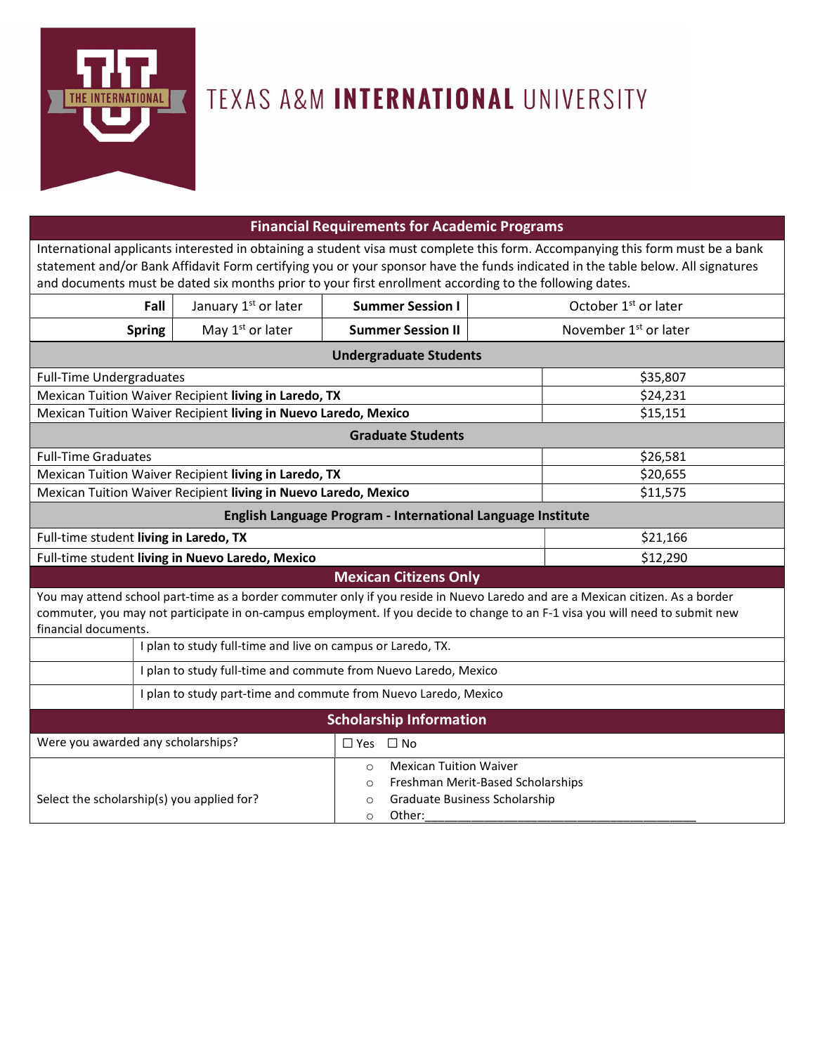# TEXAS A&M **INTERNATIONAL** UNIVERSITY

## Financial Requirements for Academic Programs

International applicants interested in obtaining a student visa must complete this form. Accompanying this form must be a bank statement and/or Bank Affidavit Form certifying you or your sponsor have the funds indicated in the table below. All signatures and documents must be dated six months prior to your first enrollment according to the following dates.

| | | | |
|---|---|---|---|
| **Fall** | January 1st or later | **Summer Session I** | October 1st or later |
| **Spring** | May 1st or later | **Summer Session II** | November 1st or later |

| | |
|---|---|
| **Undergraduate Students** | |
| Full-Time Undergraduates | $35,807 |
| Mexican Tuition Waiver Recipient **living in Laredo, TX** | $24,231 |
| Mexican Tuition Waiver Recipient **living in Nuevo Laredo, Mexico** | $15,151 |
| **Graduate Students** | |
| Full-Time Graduates | $26,581 |
| Mexican Tuition Waiver Recipient **living in Laredo, TX** | $20,655 |
| Mexican Tuition Waiver Recipient **living in Nuevo Laredo, Mexico** | $11,575 |
| **English Language Program - International Language Institute** | |
| Full-time student **living in Laredo, TX** | $21,166 |
| Full-time student **living in Nuevo Laredo, Mexico** | $12,290 |

## Mexican Citizens Only

You may attend school part-time as a border commuter only if you reside in Nuevo Laredo and are a Mexican citizen. As a border commuter, you may not participate in on-campus employment. If you decide to change to an F-1 visa you will need to submit new financial documents.

| | |
|---|---|
| | I plan to study full-time and live on campus or Laredo, TX. |
| | I plan to study full-time and commute from Nuevo Laredo, Mexico |
| | I plan to study part-time and commute from Nuevo Laredo, Mexico |

## Scholarship Information

| | |
|---|---|
| Were you awarded any scholarships? | ☐ Yes ☐ No |
| Select the scholarship(s) you applied for? | ○ Mexican Tuition Waiver<br>○ Freshman Merit-Based Scholarships<br>○ Graduate Business Scholarship<br>○ Other:________________________________________ |